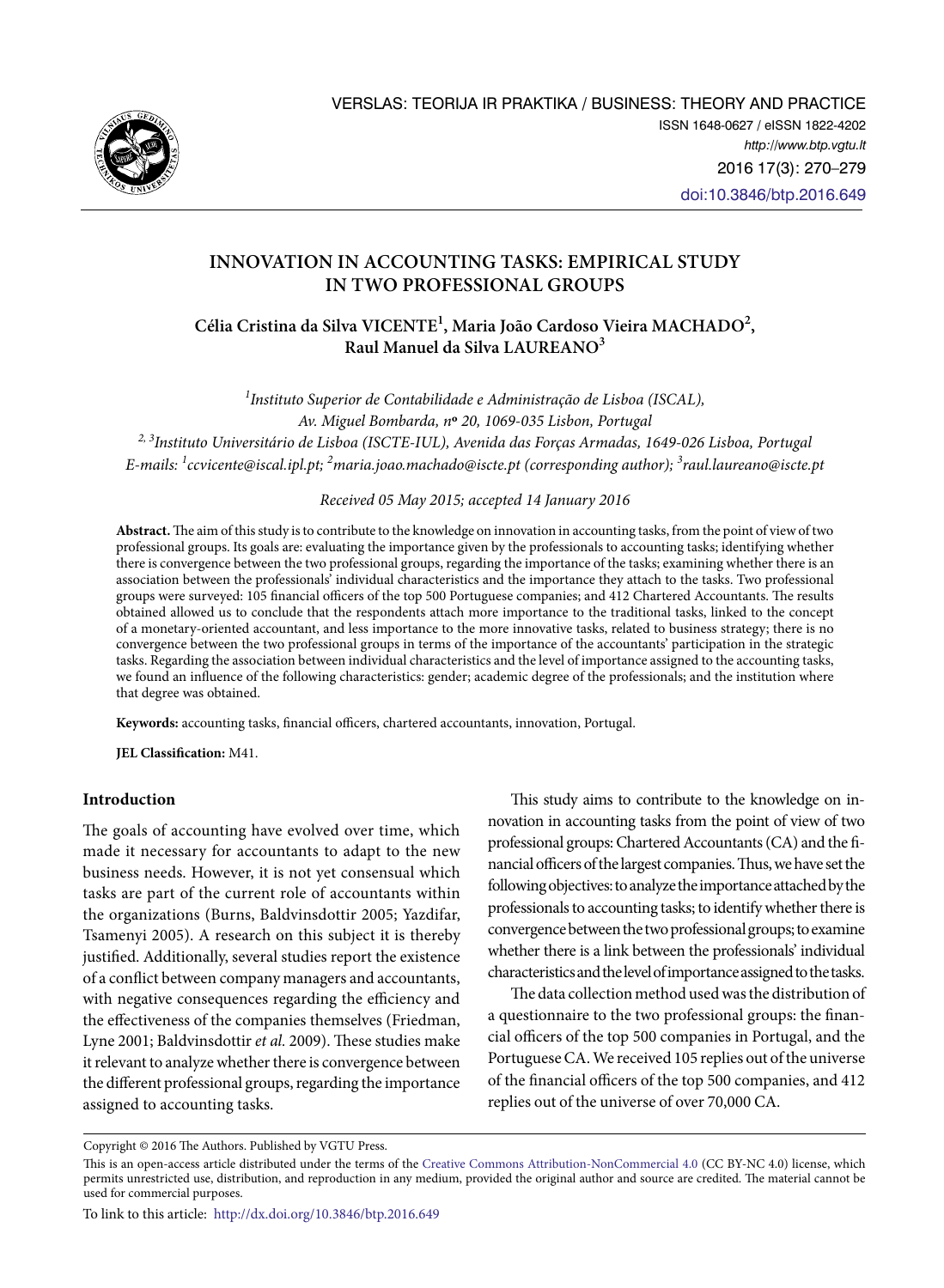# INNOVATION IN ACCOUNTING TASKS: EMPIRICAL STUDY IN TWO PROFESSIONAL GROUPS

**Célia Cristina da Silva VICENTE[1], Maria João Cardoso Vieira MACHADO[2], Raul Manuel da Silva LAUREANO[3]**

*[1]Instituto Superior de Contabilidade e Administração de Lisboa (ISCAL), Av. Miguel Bombarda, nº 20, 1069-035 Lisbon, Portugal*
*[2, 3]Instituto Universitário de Lisboa (ISCTE-IUL), Avenida das Forças Armadas, 1649-026 Lisboa, Portugal*
*E-mails: [1]ccvicente@iscal.ipl.pt; [2]maria.joao.machado@iscte.pt (corresponding author); [3]raul.laureano@iscte.pt*

*Received 05 May 2015; accepted 14 January 2016*

**Abstract.** The aim of this study is to contribute to the knowledge on innovation in accounting tasks, from the point of view of two professional groups. Its goals are: evaluating the importance given by the professionals to accounting tasks; identifying whether there is convergence between the two professional groups, regarding the importance of the tasks; examining whether there is an association between the professionals' individual characteristics and the importance they attach to the tasks. Two professional groups were surveyed: 105 financial officers of the top 500 Portuguese companies; and 412 Chartered Accountants. The results obtained allowed us to conclude that the respondents attach more importance to the traditional tasks, linked to the concept of a monetary-oriented accountant, and less importance to the more innovative tasks, related to business strategy; there is no convergence between the two professional groups in terms of the importance of the accountants' participation in the strategic tasks. Regarding the association between individual characteristics and the level of importance assigned to the accounting tasks, we found an influence of the following characteristics: gender; academic degree of the professionals; and the institution where that degree was obtained.

**Keywords:** accounting tasks, financial officers, chartered accountants, innovation, Portugal.

**JEL Classification:** M41.

## Introduction

The goals of accounting have evolved over time, which made it necessary for accountants to adapt to the new business needs. However, it is not yet consensual which tasks are part of the current role of accountants within the organizations (Burns, Baldvinsdottir 2005; Yazdifar, Tsamenyi 2005). A research on this subject it is thereby justified. Additionally, several studies report the existence of a conflict between company managers and accountants, with negative consequences regarding the efficiency and the effectiveness of the companies themselves (Friedman, Lyne 2001; Baldvinsdottir *et al.* 2009). These studies make it relevant to analyze whether there is convergence between the different professional groups, regarding the importance assigned to accounting tasks.

This study aims to contribute to the knowledge on innovation in accounting tasks from the point of view of two professional groups: Chartered Accountants (CA) and the financial officers of the largest companies. Thus, we have set the following objectives: to analyze the importance attached by the professionals to accounting tasks; to identify whether there is convergence between the two professional groups; to examine whether there is a link between the professionals' individual characteristics and the level of importance assigned to the tasks.

The data collection method used was the distribution of a questionnaire to the two professional groups: the financial officers of the top 500 companies in Portugal, and the Portuguese CA. We received 105 replies out of the universe of the financial officers of the top 500 companies, and 412 replies out of the universe of over 70,000 CA.

Copyright © 2016 The Authors. Published by VGTU Press.

This is an open-access article distributed under the terms of the Creative Commons Attribution-NonCommercial 4.0 (CC BY-NC 4.0) license, which permits unrestricted use, distribution, and reproduction in any medium, provided the original author and source are credited. The material cannot be used for commercial purposes.

To link to this article: http://dx.doi.org/10.3846/btp.2016.649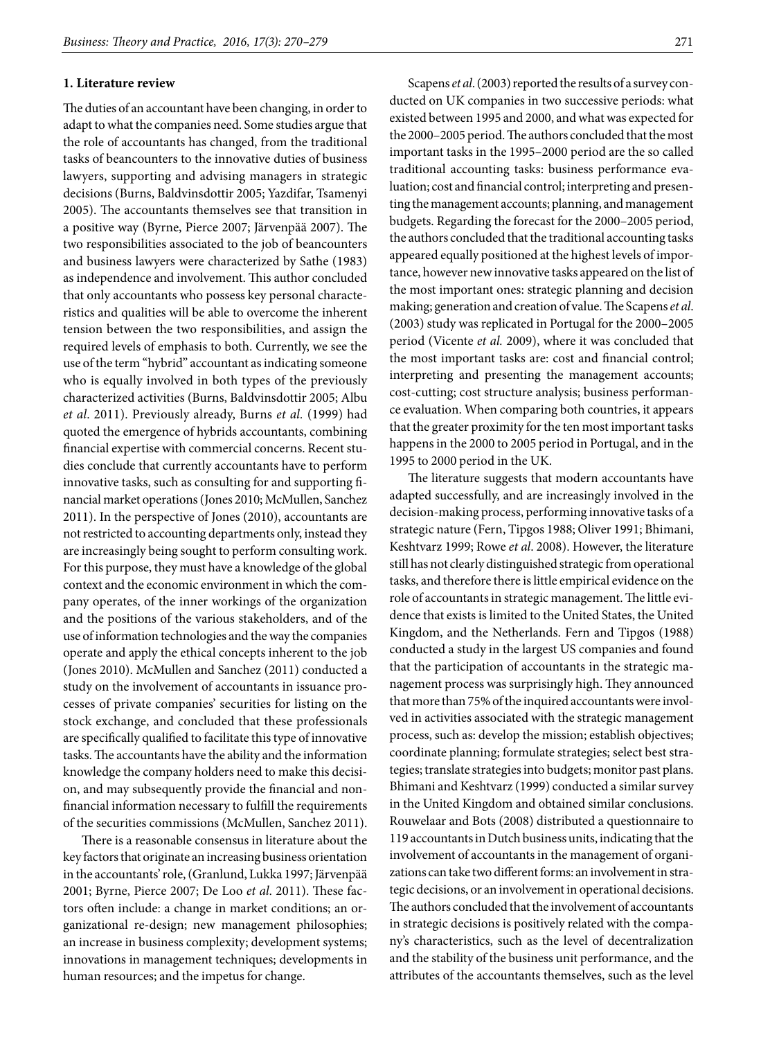## 1. Literature review

The duties of an accountant have been changing, in order to adapt to what the companies need. Some studies argue that the role of accountants has changed, from the traditional tasks of beancounters to the innovative duties of business lawyers, supporting and advising managers in strategic decisions (Burns, Baldvinsdottir 2005; Yazdifar, Tsamenyi 2005). The accountants themselves see that transition in a positive way (Byrne, Pierce 2007; Järvenpää 2007). The two responsibilities associated to the job of beancounters and business lawyers were characterized by Sathe (1983) as independence and involvement. This author concluded that only accountants who possess key personal characteristics and qualities will be able to overcome the inherent tension between the two responsibilities, and assign the required levels of emphasis to both. Currently, we see the use of the term "hybrid" accountant as indicating someone who is equally involved in both types of the previously characterized activities (Burns, Baldvinsdottir 2005; Albu *et al*. 2011). Previously already, Burns *et al*. (1999) had quoted the emergence of hybrids accountants, combining financial expertise with commercial concerns. Recent studies conclude that currently accountants have to perform innovative tasks, such as consulting for and supporting financial market operations (Jones 2010; McMullen, Sanchez 2011). In the perspective of Jones (2010), accountants are not restricted to accounting departments only, instead they are increasingly being sought to perform consulting work. For this purpose, they must have a knowledge of the global context and the economic environment in which the company operates, of the inner workings of the organization and the positions of the various stakeholders, and of the use of information technologies and the way the companies operate and apply the ethical concepts inherent to the job (Jones 2010). McMullen and Sanchez (2011) conducted a study on the involvement of accountants in issuance processes of private companies' securities for listing on the stock exchange, and concluded that these professionals are specifically qualified to facilitate this type of innovative tasks. The accountants have the ability and the information knowledge the company holders need to make this decision, and may subsequently provide the financial and non-financial information necessary to fulfill the requirements of the securities commissions (McMullen, Sanchez 2011).

There is a reasonable consensus in literature about the key factors that originate an increasing business orientation in the accountants' role, (Granlund, Lukka 1997; Järvenpää 2001; Byrne, Pierce 2007; De Loo *et al*. 2011). These factors often include: a change in market conditions; an organizational re-design; new management philosophies; an increase in business complexity; development systems; innovations in management techniques; developments in human resources; and the impetus for change.

Scapens *et al*. (2003) reported the results of a survey conducted on UK companies in two successive periods: what existed between 1995 and 2000, and what was expected for the 2000–2005 period. The authors concluded that the most important tasks in the 1995–2000 period are the so called traditional accounting tasks: business performance evaluation; cost and financial control; interpreting and presenting the management accounts; planning, and management budgets. Regarding the forecast for the 2000–2005 period, the authors concluded that the traditional accounting tasks appeared equally positioned at the highest levels of importance, however new innovative tasks appeared on the list of the most important ones: strategic planning and decision making; generation and creation of value. The Scapens *et al.* (2003) study was replicated in Portugal for the 2000–2005 period (Vicente *et al.* 2009), where it was concluded that the most important tasks are: cost and financial control; interpreting and presenting the management accounts; cost-cutting; cost structure analysis; business performance evaluation. When comparing both countries, it appears that the greater proximity for the ten most important tasks happens in the 2000 to 2005 period in Portugal, and in the 1995 to 2000 period in the UK.

The literature suggests that modern accountants have adapted successfully, and are increasingly involved in the decision-making process, performing innovative tasks of a strategic nature (Fern, Tipgos 1988; Oliver 1991; Bhimani, Keshtvarz 1999; Rowe *et al*. 2008). However, the literature still has not clearly distinguished strategic from operational tasks, and therefore there is little empirical evidence on the role of accountants in strategic management. The little evidence that exists is limited to the United States, the United Kingdom, and the Netherlands. Fern and Tipgos (1988) conducted a study in the largest US companies and found that the participation of accountants in the strategic management process was surprisingly high. They announced that more than 75% of the inquired accountants were involved in activities associated with the strategic management process, such as: develop the mission; establish objectives; coordinate planning; formulate strategies; select best strategies; translate strategies into budgets; monitor past plans. Bhimani and Keshtvarz (1999) conducted a similar survey in the United Kingdom and obtained similar conclusions. Rouwelaar and Bots (2008) distributed a questionnaire to 119 accountants in Dutch business units, indicating that the involvement of accountants in the management of organizations can take two different forms: an involvement in strategic decisions, or an involvement in operational decisions. The authors concluded that the involvement of accountants in strategic decisions is positively related with the company's characteristics, such as the level of decentralization and the stability of the business unit performance, and the attributes of the accountants themselves, such as the level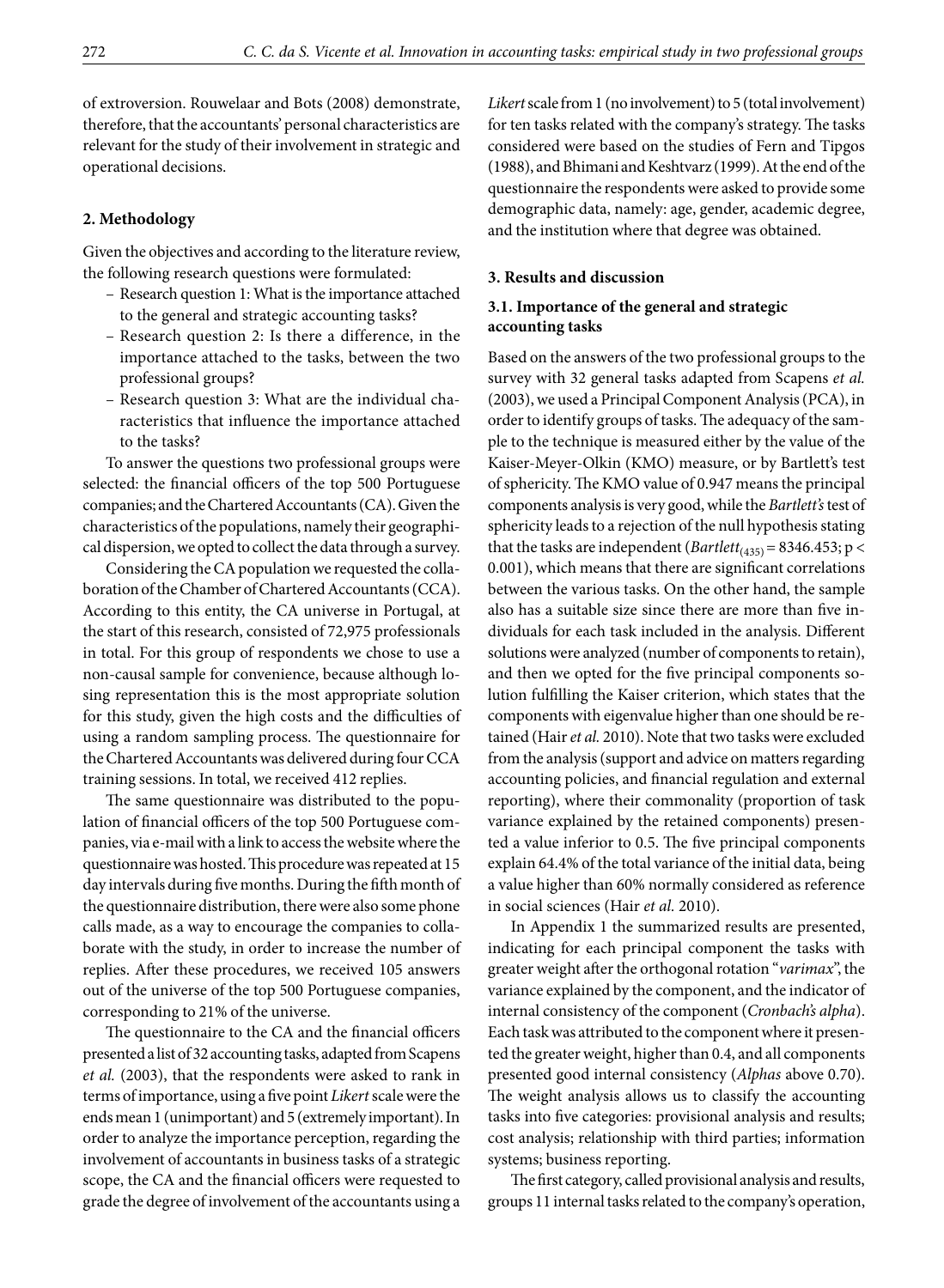of extroversion. Rouwelaar and Bots (2008) demonstrate, therefore, that the accountants' personal characteristics are relevant for the study of their involvement in strategic and operational decisions.

## 2. Methodology

Given the objectives and according to the literature review, the following research questions were formulated:

- Research question 1: What is the importance attached to the general and strategic accounting tasks?
- Research question 2: Is there a difference, in the importance attached to the tasks, between the two professional groups?
- Research question 3: What are the individual characteristics that influence the importance attached to the tasks?

To answer the questions two professional groups were selected: the financial officers of the top 500 Portuguese companies; and the Chartered Accountants (CA). Given the characteristics of the populations, namely their geographical dispersion, we opted to collect the data through a survey.

Considering the CA population we requested the collaboration of the Chamber of Chartered Accountants (CCA). According to this entity, the CA universe in Portugal, at the start of this research, consisted of 72,975 professionals in total. For this group of respondents we chose to use a non-causal sample for convenience, because although losing representation this is the most appropriate solution for this study, given the high costs and the difficulties of using a random sampling process. The questionnaire for the Chartered Accountants was delivered during four CCA training sessions. In total, we received 412 replies.

The same questionnaire was distributed to the population of financial officers of the top 500 Portuguese companies, via e-mail with a link to access the website where the questionnaire was hosted. This procedure was repeated at 15 day intervals during five months. During the fifth month of the questionnaire distribution, there were also some phone calls made, as a way to encourage the companies to collaborate with the study, in order to increase the number of replies. After these procedures, we received 105 answers out of the universe of the top 500 Portuguese companies, corresponding to 21% of the universe.

The questionnaire to the CA and the financial officers presented a list of 32 accounting tasks, adapted from Scapens *et al.* (2003), that the respondents were asked to rank in terms of importance, using a five point *Likert* scale were the ends mean 1 (unimportant) and 5 (extremely important). In order to analyze the importance perception, regarding the involvement of accountants in business tasks of a strategic scope, the CA and the financial officers were requested to grade the degree of involvement of the accountants using a *Likert* scale from 1 (no involvement) to 5 (total involvement) for ten tasks related with the company's strategy. The tasks considered were based on the studies of Fern and Tipgos (1988), and Bhimani and Keshtvarz (1999). At the end of the questionnaire the respondents were asked to provide some demographic data, namely: age, gender, academic degree, and the institution where that degree was obtained.

## 3. Results and discussion

### 3.1. Importance of the general and strategic accounting tasks

Based on the answers of the two professional groups to the survey with 32 general tasks adapted from Scapens *et al.* (2003), we used a Principal Component Analysis (PCA), in order to identify groups of tasks. The adequacy of the sample to the technique is measured either by the value of the Kaiser-Meyer-Olkin (KMO) measure, or by Bartlett's test of sphericity. The KMO value of 0.947 means the principal components analysis is very good, while the *Bartlett's* test of sphericity leads to a rejection of the null hypothesis stating that the tasks are independent ($Bartlett_{(435)} = 8346.453$; $p < 0.001$), which means that there are significant correlations between the various tasks. On the other hand, the sample also has a suitable size since there are more than five individuals for each task included in the analysis. Different solutions were analyzed (number of components to retain), and then we opted for the five principal components solution fulfilling the Kaiser criterion, which states that the components with eigenvalue higher than one should be retained (Hair *et al.* 2010). Note that two tasks were excluded from the analysis (support and advice on matters regarding accounting policies, and financial regulation and external reporting), where their commonality (proportion of task variance explained by the retained components) presented a value inferior to 0.5. The five principal components explain 64.4% of the total variance of the initial data, being a value higher than 60% normally considered as reference in social sciences (Hair *et al.* 2010).

In Appendix 1 the summarized results are presented, indicating for each principal component the tasks with greater weight after the orthogonal rotation "*varimax*", the variance explained by the component, and the indicator of internal consistency of the component (*Cronbach's alpha*). Each task was attributed to the component where it presented the greater weight, higher than 0.4, and all components presented good internal consistency (*Alphas* above 0.70). The weight analysis allows us to classify the accounting tasks into five categories: provisional analysis and results; cost analysis; relationship with third parties; information systems; business reporting.

The first category, called provisional analysis and results, groups 11 internal tasks related to the company's operation,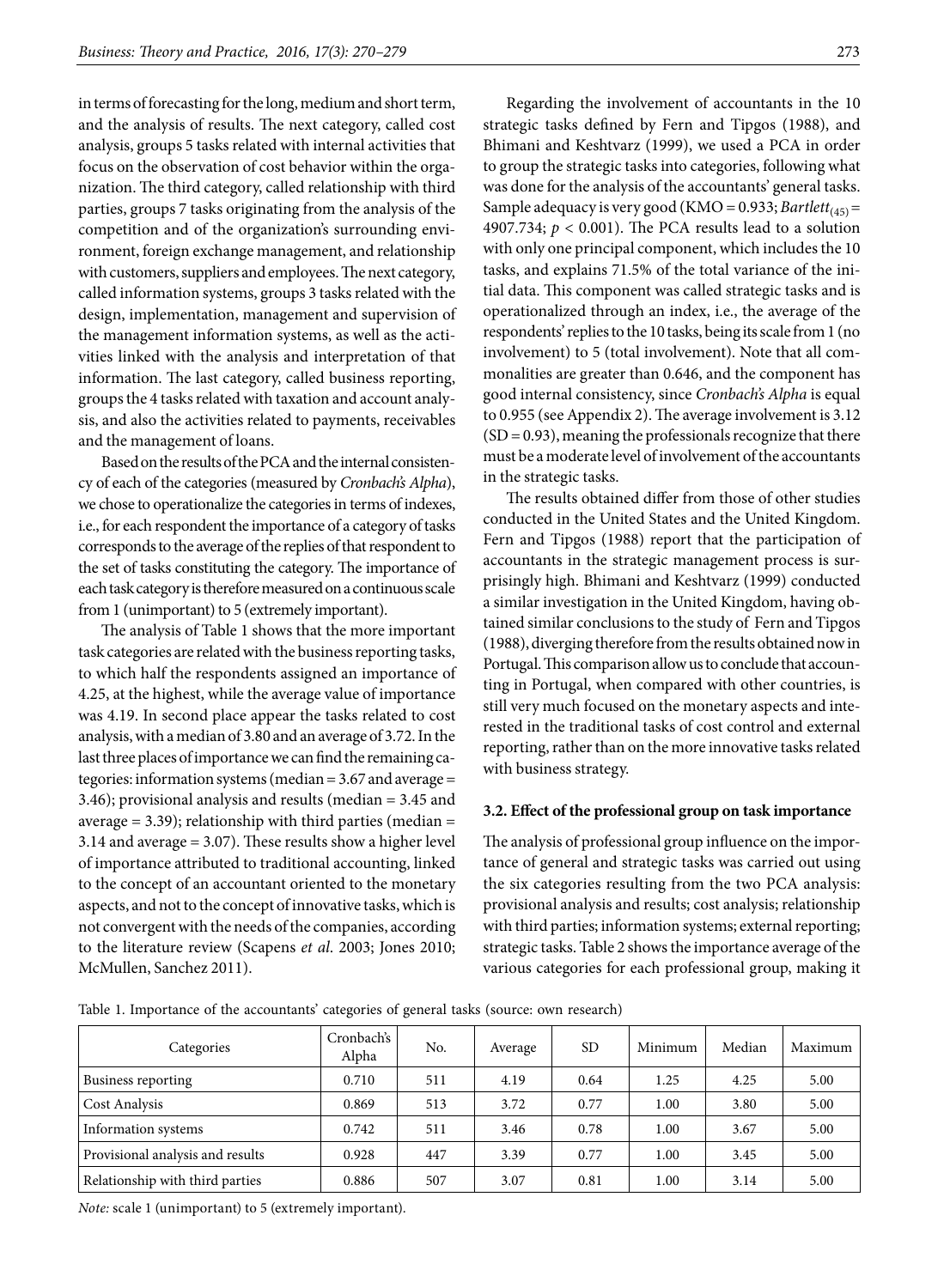in terms of forecasting for the long, medium and short term, and the analysis of results. The next category, called cost analysis, groups 5 tasks related with internal activities that focus on the observation of cost behavior within the organization. The third category, called relationship with third parties, groups 7 tasks originating from the analysis of the competition and of the organization's surrounding environment, foreign exchange management, and relationship with customers, suppliers and employees. The next category, called information systems, groups 3 tasks related with the design, implementation, management and supervision of the management information systems, as well as the activities linked with the analysis and interpretation of that information. The last category, called business reporting, groups the 4 tasks related with taxation and account analysis, and also the activities related to payments, receivables and the management of loans.

Based on the results of the PCA and the internal consistency of each of the categories (measured by *Cronbach's Alpha*), we chose to operationalize the categories in terms of indexes, i.e., for each respondent the importance of a category of tasks corresponds to the average of the replies of that respondent to the set of tasks constituting the category. The importance of each task category is therefore measured on a continuous scale from 1 (unimportant) to 5 (extremely important).

The analysis of Table 1 shows that the more important task categories are related with the business reporting tasks, to which half the respondents assigned an importance of 4.25, at the highest, while the average value of importance was 4.19. In second place appear the tasks related to cost analysis, with a median of 3.80 and an average of 3.72. In the last three places of importance we can find the remaining categories: information systems (median = 3.67 and average = 3.46); provisional analysis and results (median = 3.45 and average = 3.39); relationship with third parties (median = 3.14 and average = 3.07). These results show a higher level of importance attributed to traditional accounting, linked to the concept of an accountant oriented to the monetary aspects, and not to the concept of innovative tasks, which is not convergent with the needs of the companies, according to the literature review (Scapens *et al*. 2003; Jones 2010; McMullen, Sanchez 2011).

Regarding the involvement of accountants in the 10 strategic tasks defined by Fern and Tipgos (1988), and Bhimani and Keshtvarz (1999), we used a PCA in order to group the strategic tasks into categories, following what was done for the analysis of the accountants' general tasks. Sample adequacy is very good (KMO = 0.933; $Bartlett_{(45)}$ = 4907.734; $p < 0.001$). The PCA results lead to a solution with only one principal component, which includes the 10 tasks, and explains 71.5% of the total variance of the initial data. This component was called strategic tasks and is operationalized through an index, i.e., the average of the respondents' replies to the 10 tasks, being its scale from 1 (no involvement) to 5 (total involvement). Note that all communalities are greater than 0.646, and the component has good internal consistency, since *Cronbach's Alpha* is equal to 0.955 (see Appendix 2). The average involvement is 3.12 (SD = 0.93), meaning the professionals recognize that there must be a moderate level of involvement of the accountants in the strategic tasks.

The results obtained differ from those of other studies conducted in the United States and the United Kingdom. Fern and Tipgos (1988) report that the participation of accountants in the strategic management process is surprisingly high. Bhimani and Keshtvarz (1999) conducted a similar investigation in the United Kingdom, having obtained similar conclusions to the study of Fern and Tipgos (1988), diverging therefore from the results obtained now in Portugal. This comparison allow us to conclude that accounting in Portugal, when compared with other countries, is still very much focused on the monetary aspects and interested in the traditional tasks of cost control and external reporting, rather than on the more innovative tasks related with business strategy.

### 3.2. Effect of the professional group on task importance

The analysis of professional group influence on the importance of general and strategic tasks was carried out using the six categories resulting from the two PCA analysis: provisional analysis and results; cost analysis; relationship with third parties; information systems; external reporting; strategic tasks. Table 2 shows the importance average of the various categories for each professional group, making it

Table 1. Importance of the accountants' categories of general tasks (source: own research)

| Categories | Cronbach's Alpha | No. | Average | SD | Minimum | Median | Maximum |
|---|---|---|---|---|---|---|---|
| Business reporting | 0.710 | 511 | 4.19 | 0.64 | 1.25 | 4.25 | 5.00 |
| Cost Analysis | 0.869 | 513 | 3.72 | 0.77 | 1.00 | 3.80 | 5.00 |
| Information systems | 0.742 | 511 | 3.46 | 0.78 | 1.00 | 3.67 | 5.00 |
| Provisional analysis and results | 0.928 | 447 | 3.39 | 0.77 | 1.00 | 3.45 | 5.00 |
| Relationship with third parties | 0.886 | 507 | 3.07 | 0.81 | 1.00 | 3.14 | 5.00 |

*Note:* scale 1 (unimportant) to 5 (extremely important).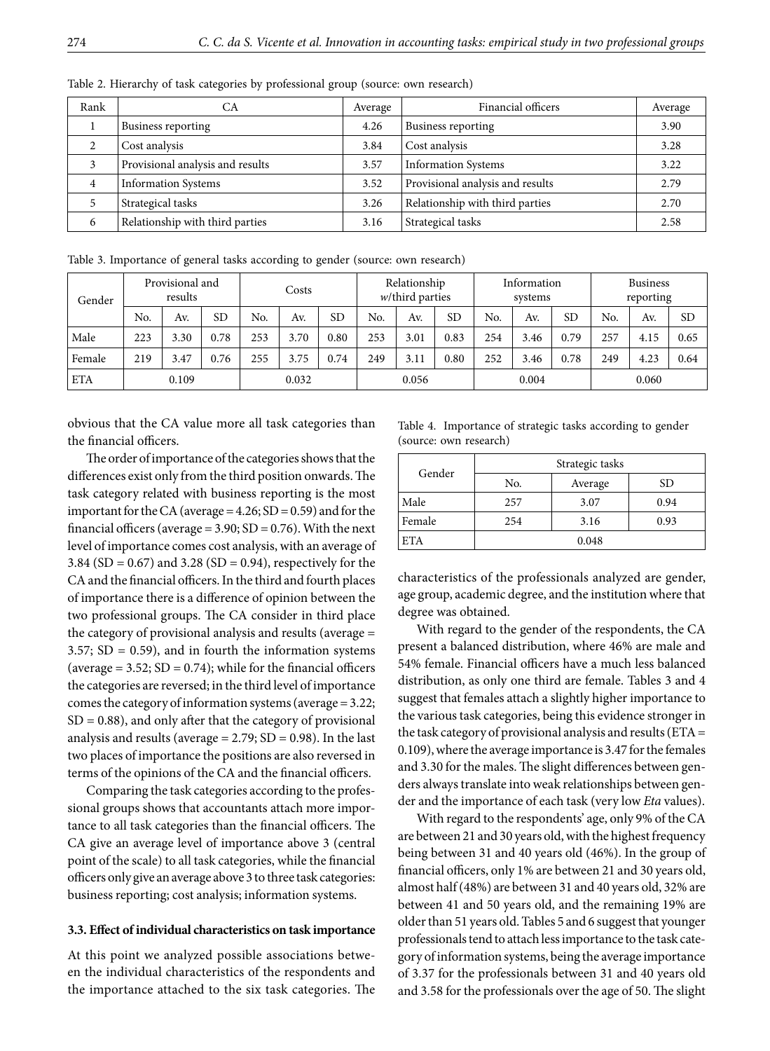Table 2. Hierarchy of task categories by professional group (source: own research)

| Rank | CA | Average | Financial officers | Average |
|---|---|---|---|---|
| 1 | Business reporting | 4.26 | Business reporting | 3.90 |
| 2 | Cost analysis | 3.84 | Cost analysis | 3.28 |
| 3 | Provisional analysis and results | 3.57 | Information Systems | 3.22 |
| 4 | Information Systems | 3.52 | Provisional analysis and results | 2.79 |
| 5 | Strategical tasks | 3.26 | Relationship with third parties | 2.70 |
| 6 | Relationship with third parties | 3.16 | Strategical tasks | 2.58 |

Table 3. Importance of general tasks according to gender (source: own research)

| Gender | Provisional and results | | | Costs | | | Relationship *w*/third parties | | | Information systems | | | Business reporting | | |
|---|---|---|---|---|---|---|---|---|---|---|---|---|---|---|---|
| | No. | Av. | SD | No. | Av. | SD | No. | Av. | SD | No. | Av. | SD | No. | Av. | SD |
| Male | 223 | 3.30 | 0.78 | 253 | 3.70 | 0.80 | 253 | 3.01 | 0.83 | 254 | 3.46 | 0.79 | 257 | 4.15 | 0.65 |
| Female | 219 | 3.47 | 0.76 | 255 | 3.75 | 0.74 | 249 | 3.11 | 0.80 | 252 | 3.46 | 0.78 | 249 | 4.23 | 0.64 |
| ETA | 0.109 | | | 0.032 | | | 0.056 | | | 0.004 | | | 0.060 | | |

obvious that the CA value more all task categories than the financial officers.

The order of importance of the categories shows that the differences exist only from the third position onwards. The task category related with business reporting is the most important for the CA (average = 4.26; SD = 0.59) and for the financial officers (average = 3.90; SD = 0.76). With the next level of importance comes cost analysis, with an average of 3.84 (SD = 0.67) and 3.28 (SD = 0.94), respectively for the CA and the financial officers. In the third and fourth places of importance there is a difference of opinion between the two professional groups. The CA consider in third place the category of provisional analysis and results (average = 3.57; SD = 0.59), and in fourth the information systems (average = 3.52; SD = 0.74); while for the financial officers the categories are reversed; in the third level of importance comes the category of information systems (average = 3.22; SD = 0.88), and only after that the category of provisional analysis and results (average = 2.79; SD = 0.98). In the last two places of importance the positions are also reversed in terms of the opinions of the CA and the financial officers.

Comparing the task categories according to the professional groups shows that accountants attach more importance to all task categories than the financial officers. The CA give an average level of importance above 3 (central point of the scale) to all task categories, while the financial officers only give an average above 3 to three task categories: business reporting; cost analysis; information systems.

### 3.3. Effect of individual characteristics on task importance

At this point we analyzed possible associations between the individual characteristics of the respondents and the importance attached to the six task categories. The characteristics of the professionals analyzed are gender, age group, academic degree, and the institution where that degree was obtained.

Table 4. Importance of strategic tasks according to gender (source: own research)

| Gender | Strategic tasks | | |
|---|---|---|---|
| | No. | Average | SD |
| Male | 257 | 3.07 | 0.94 |
| Female | 254 | 3.16 | 0.93 |
| ETA | 0.048 | | |

With regard to the gender of the respondents, the CA present a balanced distribution, where 46% are male and 54% female. Financial officers have a much less balanced distribution, as only one third are female. Tables 3 and 4 suggest that females attach a slightly higher importance to the various task categories, being this evidence stronger in the task category of provisional analysis and results (ETA = 0.109), where the average importance is 3.47 for the females and 3.30 for the males. The slight differences between genders always translate into weak relationships between gender and the importance of each task (very low *Eta* values).

With regard to the respondents' age, only 9% of the CA are between 21 and 30 years old, with the highest frequency being between 31 and 40 years old (46%). In the group of financial officers, only 1% are between 21 and 30 years old, almost half (48%) are between 31 and 40 years old, 32% are between 41 and 50 years old, and the remaining 19% are older than 51 years old. Tables 5 and 6 suggest that younger professionals tend to attach less importance to the task category of information systems, being the average importance of 3.37 for the professionals between 31 and 40 years old and 3.58 for the professionals over the age of 50. The slight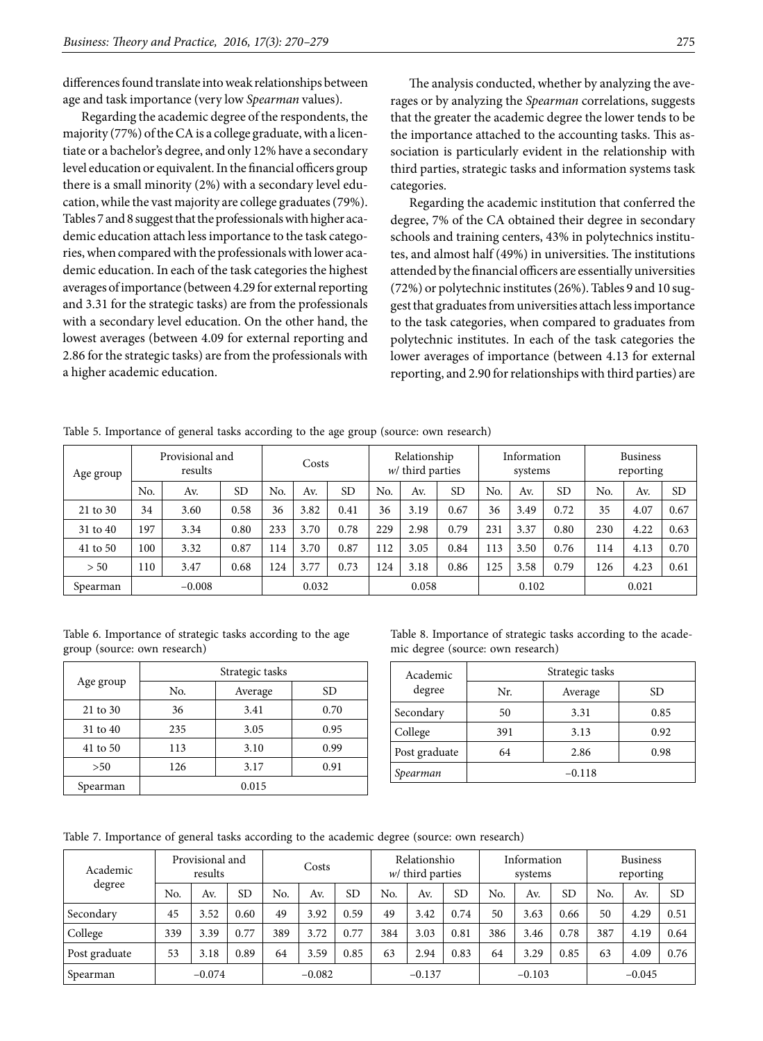differences found translate into weak relationships between age and task importance (very low *Spearman* values).

Regarding the academic degree of the respondents, the majority (77%) of the CA is a college graduate, with a licentiate or a bachelor's degree, and only 12% have a secondary level education or equivalent. In the financial officers group there is a small minority (2%) with a secondary level education, while the vast majority are college graduates (79%). Tables 7 and 8 suggest that the professionals with higher academic education attach less importance to the task categories, when compared with the professionals with lower academic education. In each of the task categories the highest averages of importance (between 4.29 for external reporting and 3.31 for the strategic tasks) are from the professionals with a secondary level education. On the other hand, the lowest averages (between 4.09 for external reporting and 2.86 for the strategic tasks) are from the professionals with a higher academic education.

The analysis conducted, whether by analyzing the averages or by analyzing the *Spearman* correlations, suggests that the greater the academic degree the lower tends to be the importance attached to the accounting tasks. This association is particularly evident in the relationship with third parties, strategic tasks and information systems task categories.

Regarding the academic institution that conferred the degree, 7% of the CA obtained their degree in secondary schools and training centers, 43% in polytechnics institutes, and almost half (49%) in universities. The institutions attended by the financial officers are essentially universities (72%) or polytechnic institutes (26%). Tables 9 and 10 suggest that graduates from universities attach less importance to the task categories, when compared to graduates from polytechnic institutes. In each of the task categories the lower averages of importance (between 4.13 for external reporting, and 2.90 for relationships with third parties) are

Table 5. Importance of general tasks according to the age group (source: own research)

| Age group | Provisional and results | | | Costs | | | Relationship *w/* third parties | | | Information systems | | | Business reporting | | |
|---|---|---|---|---|---|---|---|---|---|---|---|---|---|---|---|
| | No. | Av. | SD | No. | Av. | SD | No. | Av. | SD | No. | Av. | SD | No. | Av. | SD |
| 21 to 30 | 34 | 3.60 | 0.58 | 36 | 3.82 | 0.41 | 36 | 3.19 | 0.67 | 36 | 3.49 | 0.72 | 35 | 4.07 | 0.67 |
| 31 to 40 | 197 | 3.34 | 0.80 | 233 | 3.70 | 0.78 | 229 | 2.98 | 0.79 | 231 | 3.37 | 0.80 | 230 | 4.22 | 0.63 |
| 41 to 50 | 100 | 3.32 | 0.87 | 114 | 3.70 | 0.87 | 112 | 3.05 | 0.84 | 113 | 3.50 | 0.76 | 114 | 4.13 | 0.70 |
| > 50 | 110 | 3.47 | 0.68 | 124 | 3.77 | 0.73 | 124 | 3.18 | 0.86 | 125 | 3.58 | 0.79 | 126 | 4.23 | 0.61 |
| Spearman | −0.008 | | | 0.032 | | | 0.058 | | | 0.102 | | | 0.021 | | |

Table 6. Importance of strategic tasks according to the age group (source: own research)

| Age group | Strategic tasks | | |
|---|---|---|---|
| | No. | Average | SD |
| 21 to 30 | 36 | 3.41 | 0.70 |
| 31 to 40 | 235 | 3.05 | 0.95 |
| 41 to 50 | 113 | 3.10 | 0.99 |
| >50 | 126 | 3.17 | 0.91 |
| Spearman | 0.015 | | |

Table 8. Importance of strategic tasks according to the academic degree (source: own research)

| Academic degree | Strategic tasks | | |
|---|---|---|---|
| | Nr. | Average | SD |
| Secondary | 50 | 3.31 | 0.85 |
| College | 391 | 3.13 | 0.92 |
| Post graduate | 64 | 2.86 | 0.98 |
| *Spearman* | −0.118 | | |

Table 7. Importance of general tasks according to the academic degree (source: own research)

| Academic degree | Provisional and results | | | Costs | | | Relationshio *w/* third parties | | | Information systems | | | Business reporting | | |
|---|---|---|---|---|---|---|---|---|---|---|---|---|---|---|---|
| | No. | Av. | SD | No. | Av. | SD | No. | Av. | SD | No. | Av. | SD | No. | Av. | SD |
| Secondary | 45 | 3.52 | 0.60 | 49 | 3.92 | 0.59 | 49 | 3.42 | 0.74 | 50 | 3.63 | 0.66 | 50 | 4.29 | 0.51 |
| College | 339 | 3.39 | 0.77 | 389 | 3.72 | 0.77 | 384 | 3.03 | 0.81 | 386 | 3.46 | 0.78 | 387 | 4.19 | 0.64 |
| Post graduate | 53 | 3.18 | 0.89 | 64 | 3.59 | 0.85 | 63 | 2.94 | 0.83 | 64 | 3.29 | 0.85 | 63 | 4.09 | 0.76 |
| Spearman | −0.074 | | | −0.082 | | | −0.137 | | | −0.103 | | | −0.045 | | |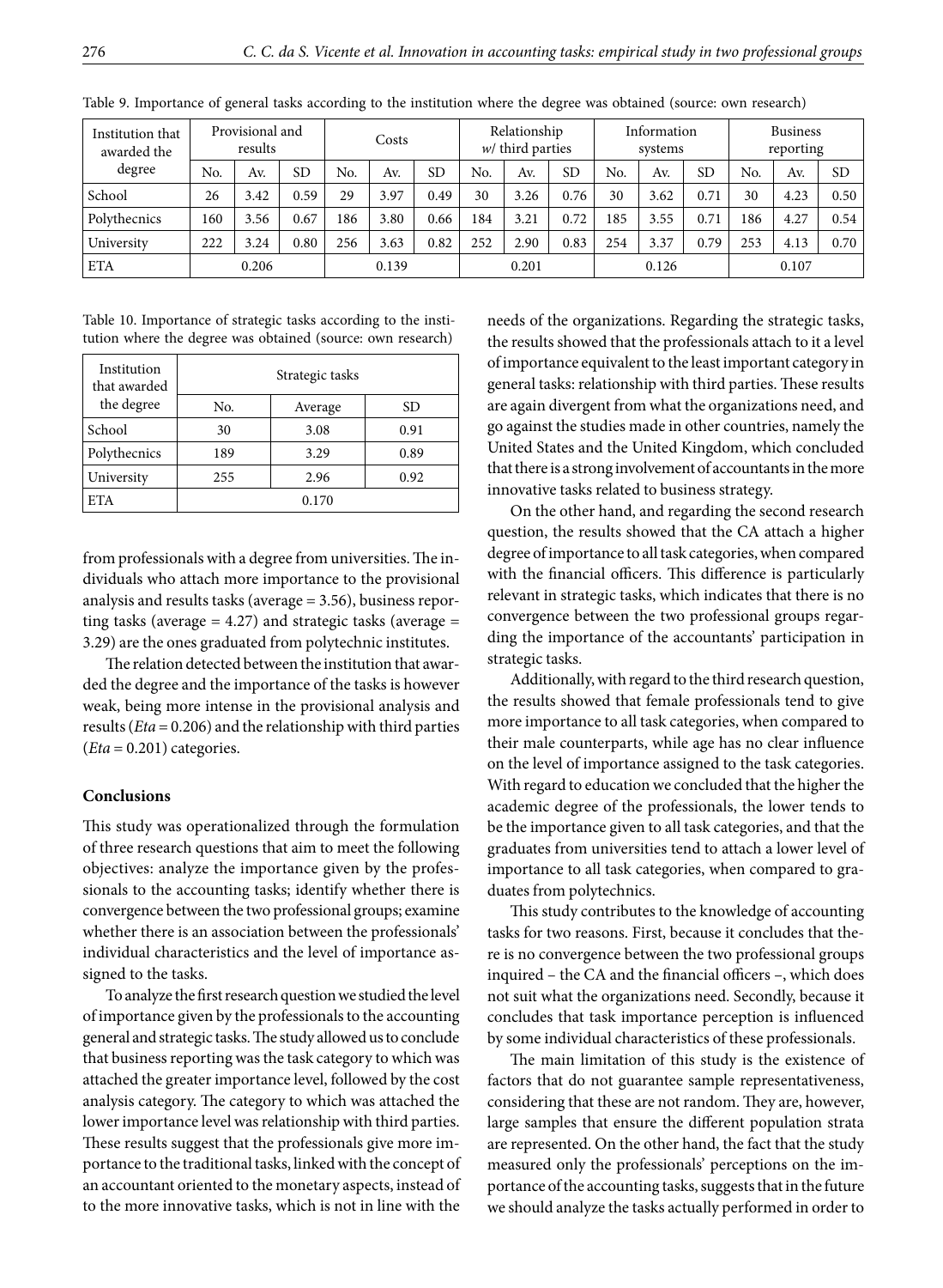Table 9. Importance of general tasks according to the institution where the degree was obtained (source: own research)

| Institution that awarded the degree | Provisional and results | | | Costs | | | Relationship *w/* third parties | | | Information systems | | | Business reporting | | |
|---|---|---|---|---|---|---|---|---|---|---|---|---|---|---|---|
| | No. | Av. | SD | No. | Av. | SD | No. | Av. | SD | No. | Av. | SD | No. | Av. | SD |
| School | 26 | 3.42 | 0.59 | 29 | 3.97 | 0.49 | 30 | 3.26 | 0.76 | 30 | 3.62 | 0.71 | 30 | 4.23 | 0.50 |
| Polythecnics | 160 | 3.56 | 0.67 | 186 | 3.80 | 0.66 | 184 | 3.21 | 0.72 | 185 | 3.55 | 0.71 | 186 | 4.27 | 0.54 |
| University | 222 | 3.24 | 0.80 | 256 | 3.63 | 0.82 | 252 | 2.90 | 0.83 | 254 | 3.37 | 0.79 | 253 | 4.13 | 0.70 |
| ETA | 0.206 | | | 0.139 | | | 0.201 | | | 0.126 | | | 0.107 | | |

Table 10. Importance of strategic tasks according to the institution where the degree was obtained (source: own research)

| Institution that awarded the degree | Strategic tasks | | |
|---|---|---|---|
| | No. | Average | SD |
| School | 30 | 3.08 | 0.91 |
| Polythecnics | 189 | 3.29 | 0.89 |
| University | 255 | 2.96 | 0.92 |
| ETA | 0.170 | | |

from professionals with a degree from universities. The individuals who attach more importance to the provisional analysis and results tasks (average = 3.56), business reporting tasks (average = 4.27) and strategic tasks (average = 3.29) are the ones graduated from polytechnic institutes.

The relation detected between the institution that awarded the degree and the importance of the tasks is however weak, being more intense in the provisional analysis and results (*Eta* = 0.206) and the relationship with third parties (*Eta* = 0.201) categories.

## Conclusions

This study was operationalized through the formulation of three research questions that aim to meet the following objectives: analyze the importance given by the professionals to the accounting tasks; identify whether there is convergence between the two professional groups; examine whether there is an association between the professionals' individual characteristics and the level of importance assigned to the tasks.

To analyze the first research question we studied the level of importance given by the professionals to the accounting general and strategic tasks. The study allowed us to conclude that business reporting was the task category to which was attached the greater importance level, followed by the cost analysis category. The category to which was attached the lower importance level was relationship with third parties. These results suggest that the professionals give more importance to the traditional tasks, linked with the concept of an accountant oriented to the monetary aspects, instead of to the more innovative tasks, which is not in line with the needs of the organizations. Regarding the strategic tasks, the results showed that the professionals attach to it a level of importance equivalent to the least important category in general tasks: relationship with third parties. These results are again divergent from what the organizations need, and go against the studies made in other countries, namely the United States and the United Kingdom, which concluded that there is a strong involvement of accountants in the more innovative tasks related to business strategy.

On the other hand, and regarding the second research question, the results showed that the CA attach a higher degree of importance to all task categories, when compared with the financial officers. This difference is particularly relevant in strategic tasks, which indicates that there is no convergence between the two professional groups regarding the importance of the accountants' participation in strategic tasks.

Additionally, with regard to the third research question, the results showed that female professionals tend to give more importance to all task categories, when compared to their male counterparts, while age has no clear influence on the level of importance assigned to the task categories. With regard to education we concluded that the higher the academic degree of the professionals, the lower tends to be the importance given to all task categories, and that the graduates from universities tend to attach a lower level of importance to all task categories, when compared to graduates from polytechnics.

This study contributes to the knowledge of accounting tasks for two reasons. First, because it concludes that there is no convergence between the two professional groups inquired – the CA and the financial officers –, which does not suit what the organizations need. Secondly, because it concludes that task importance perception is influenced by some individual characteristics of these professionals.

The main limitation of this study is the existence of factors that do not guarantee sample representativeness, considering that these are not random. They are, however, large samples that ensure the different population strata are represented. On the other hand, the fact that the study measured only the professionals' perceptions on the importance of the accounting tasks, suggests that in the future we should analyze the tasks actually performed in order to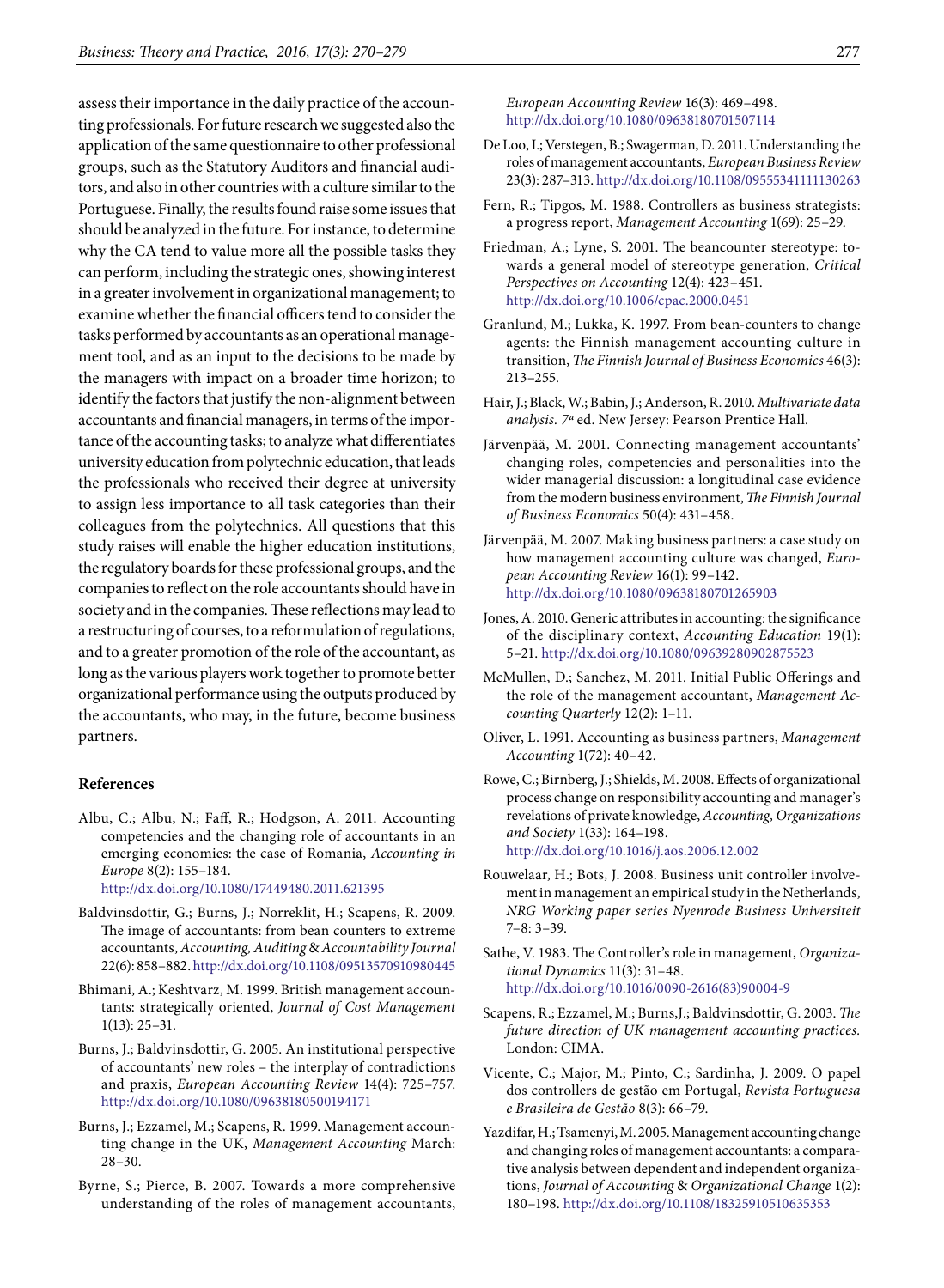assess their importance in the daily practice of the accounting professionals. For future research we suggested also the application of the same questionnaire to other professional groups, such as the Statutory Auditors and financial auditors, and also in other countries with a culture similar to the Portuguese. Finally, the results found raise some issues that should be analyzed in the future. For instance, to determine why the CA tend to value more all the possible tasks they can perform, including the strategic ones, showing interest in a greater involvement in organizational management; to examine whether the financial officers tend to consider the tasks performed by accountants as an operational management tool, and as an input to the decisions to be made by the managers with impact on a broader time horizon; to identify the factors that justify the non-alignment between accountants and financial managers, in terms of the importance of the accounting tasks; to analyze what differentiates university education from polytechnic education, that leads the professionals who received their degree at university to assign less importance to all task categories than their colleagues from the polytechnics. All questions that this study raises will enable the higher education institutions, the regulatory boards for these professional groups, and the companies to reflect on the role accountants should have in society and in the companies. These reflections may lead to a restructuring of courses, to a reformulation of regulations, and to a greater promotion of the role of the accountant, as long as the various players work together to promote better organizational performance using the outputs produced by the accountants, who may, in the future, become business partners.

## References

Albu, C.; Albu, N.; Faff, R.; Hodgson, A. 2011. Accounting competencies and the changing role of accountants in an emerging economies: the case of Romania, *Accounting in Europe* 8(2): 155–184. http://dx.doi.org/10.1080/17449480.2011.621395

Baldvinsdottir, G.; Burns, J.; Norreklit, H.; Scapens, R. 2009. The image of accountants: from bean counters to extreme accountants, *Accounting, Auditing & Accountability Journal* 22(6): 858–882. http://dx.doi.org/10.1108/09513570910980445

Bhimani, A.; Keshtvarz, M. 1999. British management accountants: strategically oriented, *Journal of Cost Management* 1(13): 25–31.

Burns, J.; Baldvinsdottir, G. 2005. An institutional perspective of accountants' new roles – the interplay of contradictions and praxis, *European Accounting Review* 14(4): 725–757. http://dx.doi.org/10.1080/09638180500194171

Burns, J.; Ezzamel, M.; Scapens, R. 1999. Management accounting change in the UK, *Management Accounting* March: 28–30.

Byrne, S.; Pierce, B. 2007. Towards a more comprehensive understanding of the roles of management accountants, *European Accounting Review* 16(3): 469–498. http://dx.doi.org/10.1080/09638180701507114

De Loo, I.; Verstegen, B.; Swagerman, D. 2011. Understanding the roles of management accountants, *European Business Review* 23(3): 287–313. http://dx.doi.org/10.1108/09555341111130263

Fern, R.; Tipgos, M. 1988. Controllers as business strategists: a progress report, *Management Accounting* 1(69): 25–29.

Friedman, A.; Lyne, S. 2001. The beancounter stereotype: towards a general model of stereotype generation, *Critical Perspectives on Accounting* 12(4): 423–451. http://dx.doi.org/10.1006/cpac.2000.0451

Granlund, M.; Lukka, K. 1997. From bean-counters to change agents: the Finnish management accounting culture in transition, *The Finnish Journal of Business Economics* 46(3): 213–255.

Hair, J.; Black, W.; Babin, J.; Anderson, R. 2010. *Multivariate data analysis. 7ª* ed. New Jersey: Pearson Prentice Hall.

Järvenpää, M. 2001. Connecting management accountants' changing roles, competencies and personalities into the wider managerial discussion: a longitudinal case evidence from the modern business environment, *The Finnish Journal of Business Economics* 50(4): 431–458.

Järvenpää, M. 2007. Making business partners: a case study on how management accounting culture was changed, *European Accounting Review* 16(1): 99–142. http://dx.doi.org/10.1080/09638180701265903

Jones, A. 2010. Generic attributes in accounting: the significance of the disciplinary context, *Accounting Education* 19(1): 5–21. http://dx.doi.org/10.1080/09639280902875523

McMullen, D.; Sanchez, M. 2011. Initial Public Offerings and the role of the management accountant, *Management Accounting Quarterly* 12(2): 1–11.

Oliver, L. 1991. Accounting as business partners, *Management Accounting* 1(72): 40–42.

Rowe, C.; Birnberg, J.; Shields, M. 2008. Effects of organizational process change on responsibility accounting and manager's revelations of private knowledge, *Accounting, Organizations and Society* 1(33): 164–198. http://dx.doi.org/10.1016/j.aos.2006.12.002

Rouwelaar, H.; Bots, J. 2008. Business unit controller involvement in management an empirical study in the Netherlands, *NRG Working paper series Nyenrode Business Universiteit* 7–8: 3–39.

Sathe, V. 1983. The Controller's role in management, *Organizational Dynamics* 11(3): 31–48. http://dx.doi.org/10.1016/0090-2616(83)90004-9

Scapens, R.; Ezzamel, M.; Burns,J.; Baldvinsdottir, G. 2003. *The future direction of UK management accounting practices.* London: CIMA.

Vicente, C.; Major, M.; Pinto, C.; Sardinha, J. 2009. O papel dos controllers de gestão em Portugal, *Revista Portuguesa e Brasileira de Gestão* 8(3): 66–79.

Yazdifar, H.; Tsamenyi, M. 2005. Management accounting change and changing roles of management accountants: a comparative analysis between dependent and independent organizations, *Journal of Accounting & Organizational Change* 1(2): 180–198. http://dx.doi.org/10.1108/18325910510635353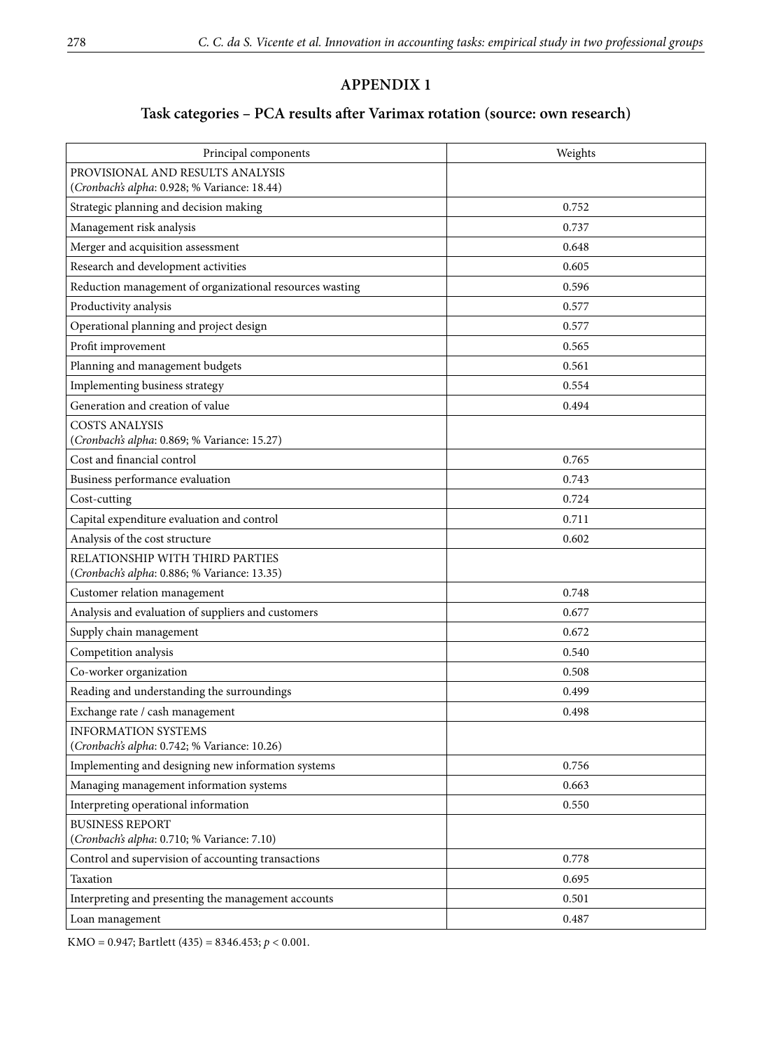## APPENDIX 1

### Task categories – PCA results after Varimax rotation (source: own research)

| Principal components | Weights |
|---|---|
| PROVISIONAL AND RESULTS ANALYSIS (*Cronbach's alpha*: 0.928; % Variance: 18.44) | |
| Strategic planning and decision making | 0.752 |
| Management risk analysis | 0.737 |
| Merger and acquisition assessment | 0.648 |
| Research and development activities | 0.605 |
| Reduction management of organizational resources wasting | 0.596 |
| Productivity analysis | 0.577 |
| Operational planning and project design | 0.577 |
| Profit improvement | 0.565 |
| Planning and management budgets | 0.561 |
| Implementing business strategy | 0.554 |
| Generation and creation of value | 0.494 |
| COSTS ANALYSIS (*Cronbach's alpha*: 0.869; % Variance: 15.27) | |
| Cost and financial control | 0.765 |
| Business performance evaluation | 0.743 |
| Cost-cutting | 0.724 |
| Capital expenditure evaluation and control | 0.711 |
| Analysis of the cost structure | 0.602 |
| RELATIONSHIP WITH THIRD PARTIES (*Cronbach's alpha*: 0.886; % Variance: 13.35) | |
| Customer relation management | 0.748 |
| Analysis and evaluation of suppliers and customers | 0.677 |
| Supply chain management | 0.672 |
| Competition analysis | 0.540 |
| Co-worker organization | 0.508 |
| Reading and understanding the surroundings | 0.499 |
| Exchange rate / cash management | 0.498 |
| INFORMATION SYSTEMS (*Cronbach's alpha*: 0.742; % Variance: 10.26) | |
| Implementing and designing new information systems | 0.756 |
| Managing management information systems | 0.663 |
| Interpreting operational information | 0.550 |
| BUSINESS REPORT (*Cronbach's alpha*: 0.710; % Variance: 7.10) | |
| Control and supervision of accounting transactions | 0.778 |
| Taxation | 0.695 |
| Interpreting and presenting the management accounts | 0.501 |
| Loan management | 0.487 |

KMO = 0.947; Bartlett (435) = 8346.453; $p < 0.001$.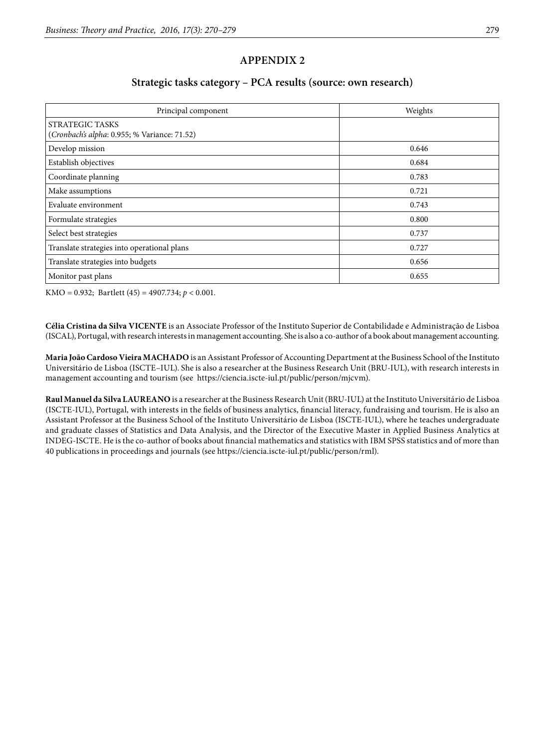## APPENDIX 2

### Strategic tasks category – PCA results (source: own research)

| Principal component | Weights |
|---|---|
| STRATEGIC TASKS (*Cronbach's alpha*: 0.955; % Variance: 71.52) | |
| Develop mission | 0.646 |
| Establish objectives | 0.684 |
| Coordinate planning | 0.783 |
| Make assumptions | 0.721 |
| Evaluate environment | 0.743 |
| Formulate strategies | 0.800 |
| Select best strategies | 0.737 |
| Translate strategies into operational plans | 0.727 |
| Translate strategies into budgets | 0.656 |
| Monitor past plans | 0.655 |

KMO = 0.932; Bartlett (45) = 4907.734; $p < 0.001$.

**Célia Cristina da Silva VICENTE** is an Associate Professor of the Instituto Superior de Contabilidade e Administração de Lisboa (ISCAL), Portugal, with research interests in management accounting. She is also a co-author of a book about management accounting.

**Maria João Cardoso Vieira MACHADO** is an Assistant Professor of Accounting Department at the Business School of the Instituto Universitário de Lisboa (ISCTE–IUL). She is also a researcher at the Business Research Unit (BRU-IUL), with research interests in management accounting and tourism (see https://ciencia.iscte-iul.pt/public/person/mjcvm).

**Raul Manuel da Silva LAUREANO** is a researcher at the Business Research Unit (BRU-IUL) at the Instituto Universitário de Lisboa (ISCTE-IUL), Portugal, with interests in the fields of business analytics, financial literacy, fundraising and tourism. He is also an Assistant Professor at the Business School of the Instituto Universitário de Lisboa (ISCTE-IUL), where he teaches undergraduate and graduate classes of Statistics and Data Analysis, and the Director of the Executive Master in Applied Business Analytics at INDEG-ISCTE. He is the co-author of books about financial mathematics and statistics with IBM SPSS statistics and of more than 40 publications in proceedings and journals (see https://ciencia.iscte-iul.pt/public/person/rml).